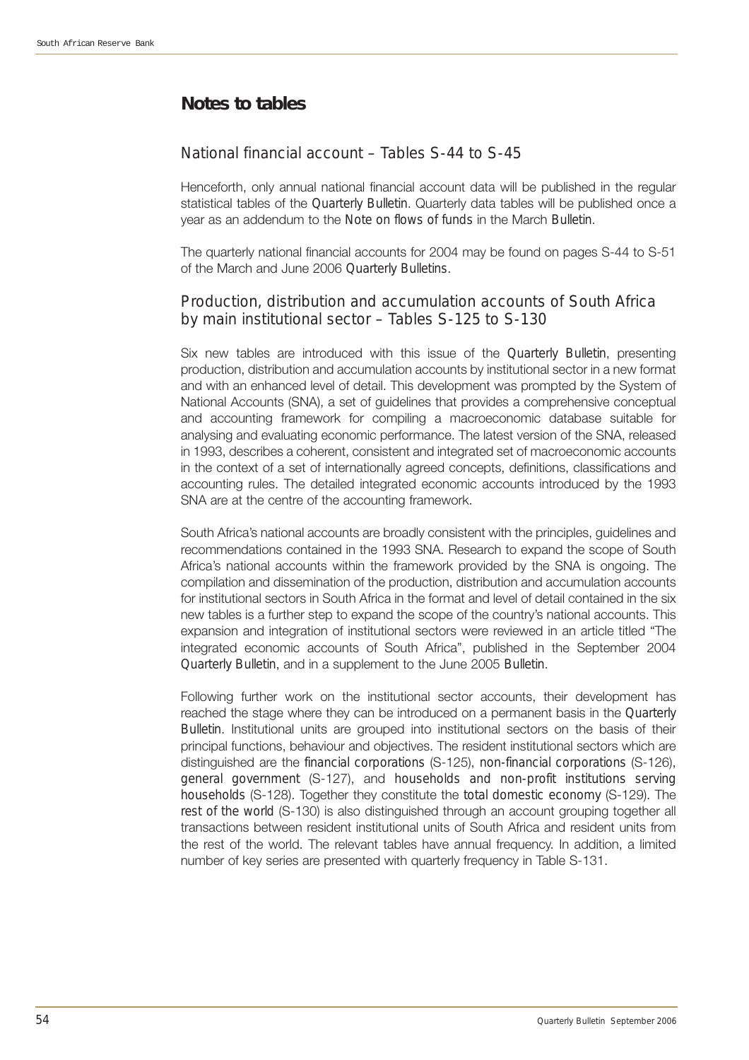# Notes to tables

## National financial account – Tables S-44 to S-45

Henceforth, only annual national financial account data will be published in the regular statistical tables of the *Quarterly Bulletin*. Quarterly data tables will be published once a year as an addendum to the *Note on flows of funds* in the March *Bulletin*.

The quarterly national financial accounts for 2004 may be found on pages S-44 to S-51 of the March and June 2006 *Quarterly Bulletins*.

## Production, distribution and accumulation accounts of South Africa by main institutional sector – Tables S-125 to S-130

Six new tables are introduced with this issue of the *Quarterly Bulletin*, presenting production, distribution and accumulation accounts by institutional sector in a new format and with an enhanced level of detail. This development was prompted by the System of National Accounts (SNA), a set of guidelines that provides a comprehensive conceptual and accounting framework for compiling a macroeconomic database suitable for analysing and evaluating economic performance. The latest version of the SNA, released in 1993, describes a coherent, consistent and integrated set of macroeconomic accounts in the context of a set of internationally agreed concepts, definitions, classifications and accounting rules. The detailed integrated economic accounts introduced by the 1993 SNA are at the centre of the accounting framework.

South Africa's national accounts are broadly consistent with the principles, guidelines and recommendations contained in the 1993 SNA. Research to expand the scope of South Africa's national accounts within the framework provided by the SNA is ongoing. The compilation and dissemination of the production, distribution and accumulation accounts for institutional sectors in South Africa in the format and level of detail contained in the six new tables is a further step to expand the scope of the country's national accounts. This expansion and integration of institutional sectors were reviewed in an article titled "The integrated economic accounts of South Africa", published in the September 2004 *Quarterly Bulletin*, and in a supplement to the June 2005 *Bulletin*.

Following further work on the institutional sector accounts, their development has reached the stage where they can be introduced on a permanent basis in the *Quarterly Bulletin*. Institutional units are grouped into institutional sectors on the basis of their principal functions, behaviour and objectives. The resident institutional sectors which are distinguished are the *financial corporations* (S-125), *non-financial corporations* (S-126), *general government* (S-127), and *households and non-profit institutions serving households* (S-128). Together they constitute the *total domestic economy* (S-129). The *rest of the world* (S-130) is also distinguished through an account grouping together all transactions between resident institutional units of South Africa and resident units from the rest of the world. The relevant tables have annual frequency. In addition, a limited number of key series are presented with quarterly frequency in Table S-131.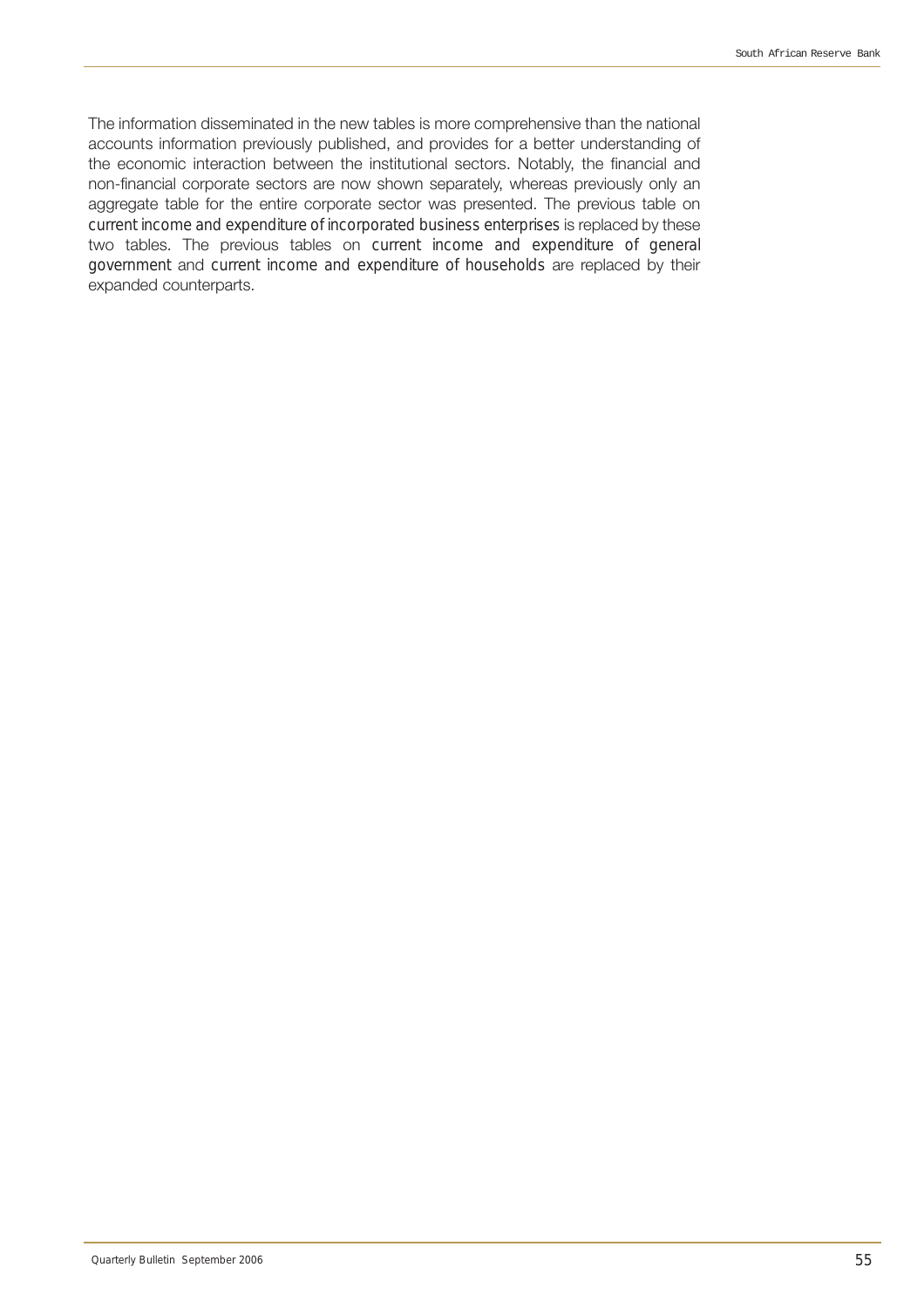The information disseminated in the new tables is more comprehensive than the national accounts information previously published, and provides for a better understanding of the economic interaction between the institutional sectors. Notably, the financial and non-financial corporate sectors are now shown separately, whereas previously only an aggregate table for the entire corporate sector was presented. The previous table on *current income and expenditure of incorporated business enterprises* is replaced by these two tables. The previous tables on *current income and expenditure of general government* and *current income and expenditure of households* are replaced by their expanded counterparts.